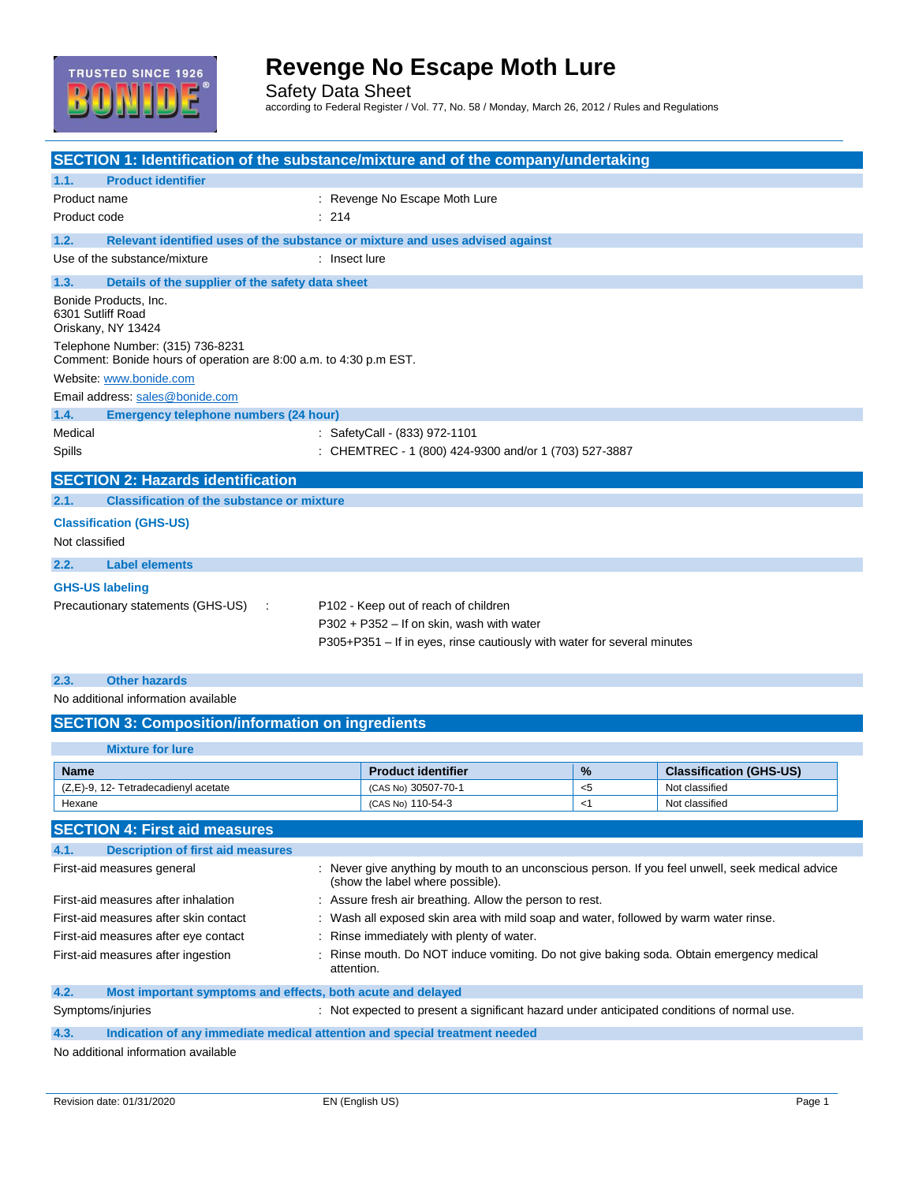# Revenge No Escape Moth Lure

Safety Data Sheet

according to Federal Register / Vol. 77, No. 58 / Monday, March 26, 2012 / Rules and Regulations

## SECTION 1: Identification of the substance/mixture and of the company/undertaking

### 1.1. Product identifier

Product name : Revenge No Escape Moth Lure

Product code : 214

### 1.2. Relevant identified uses of the substance or mixture and uses advised against

Use of the substance/mixture : Insect lure

### 1.3. Details of the supplier of the safety data sheet

Bonide Products, Inc.
6301 Sutliff Road
Oriskany, NY 13424

Telephone Number: (315) 736-8231
Comment: Bonide hours of operation are 8:00 a.m. to 4:30 p.m EST.

Website: www.bonide.com

Email address: sales@bonide.com

### 1.4. Emergency telephone numbers (24 hour)

Medical : SafetyCall - (833) 972-1101

Spills : CHEMTREC - 1 (800) 424-9300 and/or 1 (703) 527-3887

## SECTION 2: Hazards identification

### 2.1. Classification of the substance or mixture

**Classification (GHS-US)**

Not classified

### 2.2. Label elements

**GHS-US labeling**

Precautionary statements (GHS-US) :

- P102 - Keep out of reach of children
- P302 + P352 – If on skin, wash with water
- P305+P351 – If in eyes, rinse cautiously with water for several minutes

### 2.3. Other hazards

No additional information available

## SECTION 3: Composition/information on ingredients

**Mixture for lure**

| Name | Product identifier | % | Classification (GHS-US) |
|---|---|---|---|
| (Z,E)-9, 12- Tetradecadienyl acetate | (CAS No) 30507-70-1 | <5 | Not classified |
| Hexane | (CAS No) 110-54-3 | <1 | Not classified |

## SECTION 4: First aid measures

### 4.1. Description of first aid measures

First-aid measures general : Never give anything by mouth to an unconscious person. If you feel unwell, seek medical advice (show the label where possible).

First-aid measures after inhalation : Assure fresh air breathing. Allow the person to rest.

First-aid measures after skin contact : Wash all exposed skin area with mild soap and water, followed by warm water rinse.

First-aid measures after eye contact : Rinse immediately with plenty of water.

First-aid measures after ingestion : Rinse mouth. Do NOT induce vomiting. Do not give baking soda. Obtain emergency medical attention.

### 4.2. Most important symptoms and effects, both acute and delayed

Symptoms/injuries : Not expected to present a significant hazard under anticipated conditions of normal use.

### 4.3. Indication of any immediate medical attention and special treatment needed

No additional information available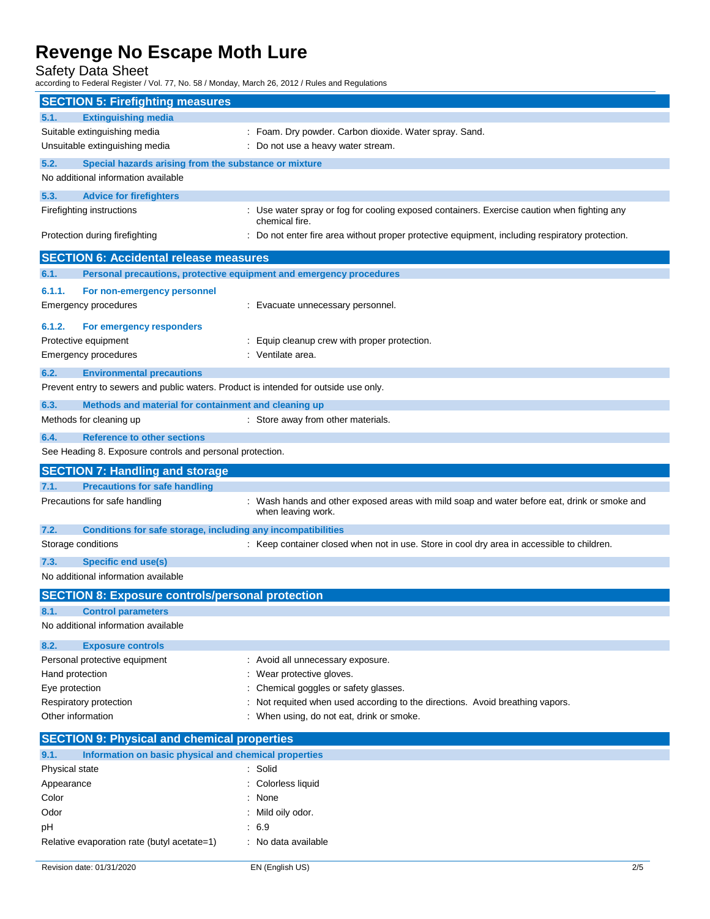## SECTION 5: Firefighting measures

### 5.1. Extinguishing media

| | |
|---|---|
| Suitable extinguishing media | : Foam. Dry powder. Carbon dioxide. Water spray. Sand. |
| Unsuitable extinguishing media | : Do not use a heavy water stream. |

### 5.2. Special hazards arising from the substance or mixture

No additional information available

### 5.3. Advice for firefighters

| | |
|---|---|
| Firefighting instructions | : Use water spray or fog for cooling exposed containers. Exercise caution when fighting any chemical fire. |
| Protection during firefighting | : Do not enter fire area without proper protective equipment, including respiratory protection. |

## SECTION 6: Accidental release measures

### 6.1. Personal precautions, protective equipment and emergency procedures

#### 6.1.1. For non-emergency personnel

| | |
|---|---|
| Emergency procedures | : Evacuate unnecessary personnel. |

#### 6.1.2. For emergency responders

| | |
|---|---|
| Protective equipment | : Equip cleanup crew with proper protection. |
| Emergency procedures | : Ventilate area. |

### 6.2. Environmental precautions

Prevent entry to sewers and public waters. Product is intended for outside use only.

### 6.3. Methods and material for containment and cleaning up

| | |
|---|---|
| Methods for cleaning up | : Store away from other materials. |

### 6.4. Reference to other sections

See Heading 8. Exposure controls and personal protection.

## SECTION 7: Handling and storage

### 7.1. Precautions for safe handling

| | |
|---|---|
| Precautions for safe handling | : Wash hands and other exposed areas with mild soap and water before eat, drink or smoke and when leaving work. |

### 7.2. Conditions for safe storage, including any incompatibilities

| | |
|---|---|
| Storage conditions | : Keep container closed when not in use. Store in cool dry area in accessible to children. |

### 7.3. Specific end use(s)

No additional information available

## SECTION 8: Exposure controls/personal protection

### 8.1. Control parameters

No additional information available

### 8.2. Exposure controls

| | |
|---|---|
| Personal protective equipment | : Avoid all unnecessary exposure. |
| Hand protection | : Wear protective gloves. |
| Eye protection | : Chemical goggles or safety glasses. |
| Respiratory protection | : Not requited when used according to the directions. Avoid breathing vapors. |
| Other information | : When using, do not eat, drink or smoke. |

## SECTION 9: Physical and chemical properties

### 9.1. Information on basic physical and chemical properties

| | |
|---|---|
| Physical state | : Solid |
| Appearance | : Colorless liquid |
| Color | : None |
| Odor | : Mild oily odor. |
| pH | : 6.9 |
| Relative evaporation rate (butyl acetate=1) | : No data available |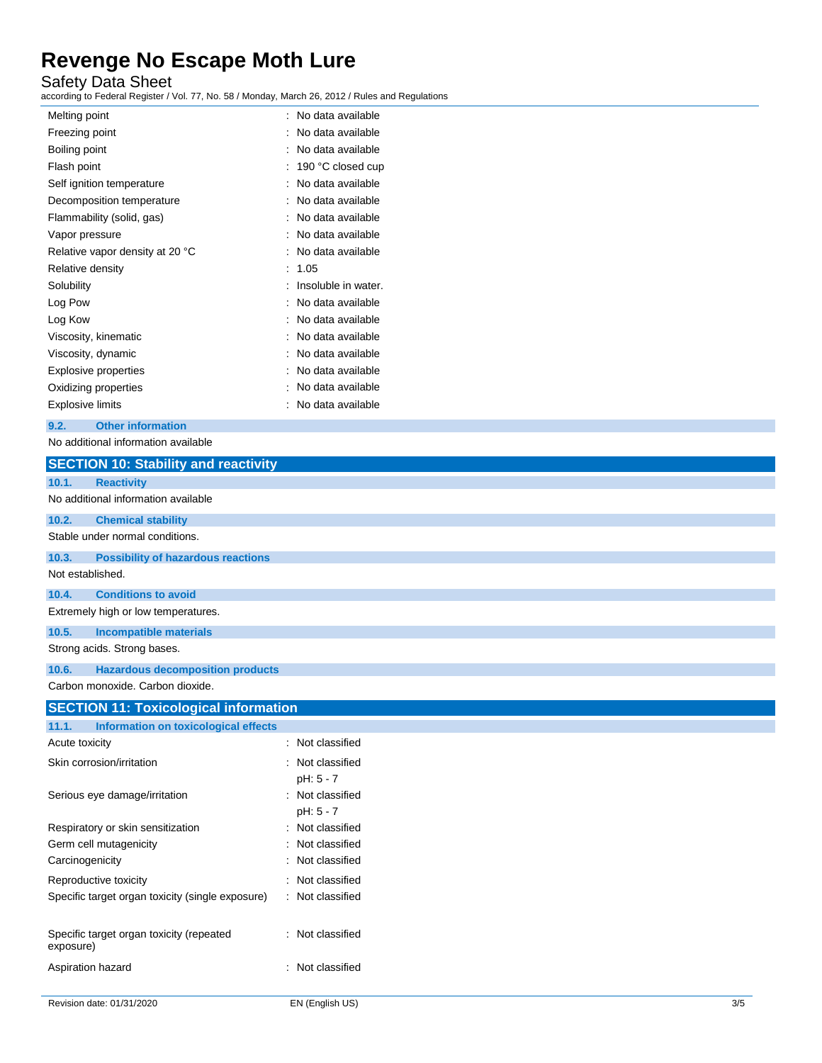| | |
|---|---|
| Melting point | : No data available |
| Freezing point | : No data available |
| Boiling point | : No data available |
| Flash point | : 190 °C closed cup |
| Self ignition temperature | : No data available |
| Decomposition temperature | : No data available |
| Flammability (solid, gas) | : No data available |
| Vapor pressure | : No data available |
| Relative vapor density at 20 °C | : No data available |
| Relative density | : 1.05 |
| Solubility | : Insoluble in water. |
| Log Pow | : No data available |
| Log Kow | : No data available |
| Viscosity, kinematic | : No data available |
| Viscosity, dynamic | : No data available |
| Explosive properties | : No data available |
| Oxidizing properties | : No data available |
| Explosive limits | : No data available |

### 9.2. Other information

No additional information available

## SECTION 10: Stability and reactivity

### 10.1. Reactivity

No additional information available

### 10.2. Chemical stability

Stable under normal conditions.

### 10.3. Possibility of hazardous reactions

Not established.

### 10.4. Conditions to avoid

Extremely high or low temperatures.

### 10.5. Incompatible materials

Strong acids. Strong bases.

### 10.6. Hazardous decomposition products

Carbon monoxide. Carbon dioxide.

## SECTION 11: Toxicological information

### 11.1. Information on toxicological effects

| | |
|---|---|
| Acute toxicity | : Not classified |
| Skin corrosion/irritation | : Not classified<br>pH: 5 - 7 |
| Serious eye damage/irritation | : Not classified<br>pH: 5 - 7 |
| Respiratory or skin sensitization | : Not classified |
| Germ cell mutagenicity | : Not classified |
| Carcinogenicity | : Not classified |
| Reproductive toxicity | : Not classified |
| Specific target organ toxicity (single exposure) | : Not classified |
| Specific target organ toxicity (repeated exposure) | : Not classified |
| Aspiration hazard | : Not classified |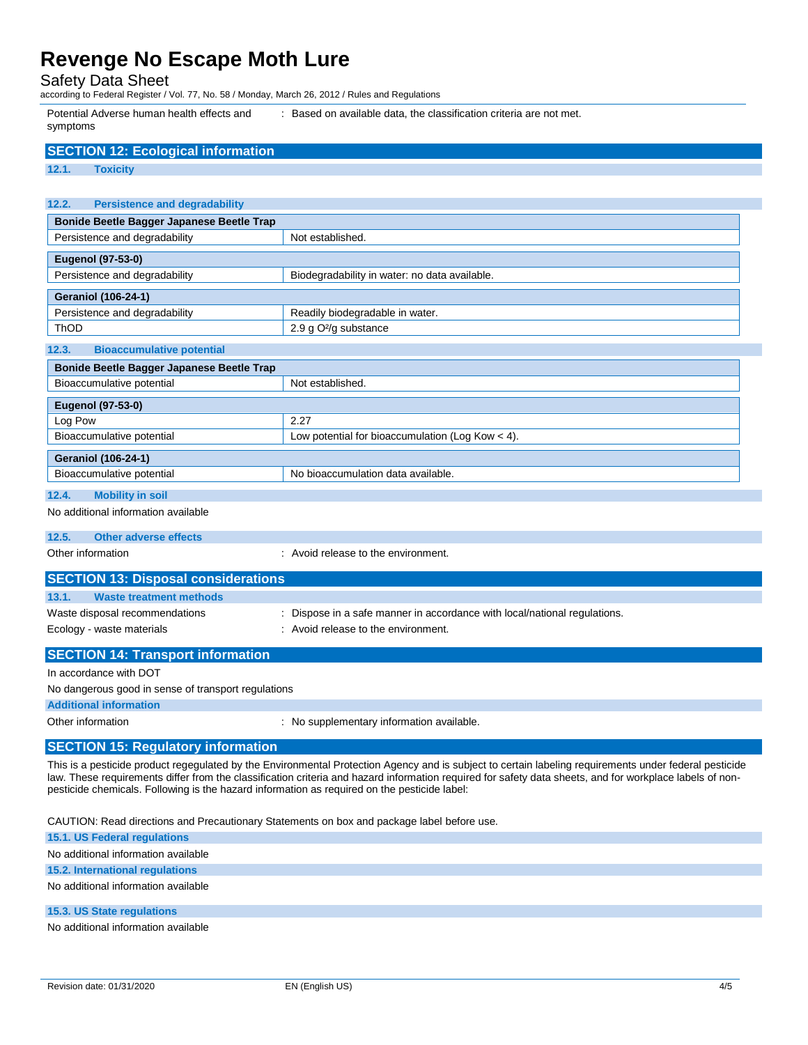| Potential Adverse human health effects and symptoms | : Based on available data, the classification criteria are not met. |
| --- | --- |

## SECTION 12: Ecological information

### 12.1. Toxicity

### 12.2. Persistence and degradability

| Bonide Beetle Bagger Japanese Beetle Trap | |
| --- | --- |
| Persistence and degradability | Not established. |

| Eugenol (97-53-0) | |
| --- | --- |
| Persistence and degradability | Biodegradability in water: no data available. |

| Geraniol (106-24-1) | |
| --- | --- |
| Persistence and degradability | Readily biodegradable in water. |
| ThOD | 2.9 g $O^2$/g substance |

### 12.3. Bioaccumulative potential

| Bonide Beetle Bagger Japanese Beetle Trap | |
| --- | --- |
| Bioaccumulative potential | Not established. |

| Eugenol (97-53-0) | |
| --- | --- |
| Log Pow | 2.27 |
| Bioaccumulative potential | Low potential for bioaccumulation (Log Kow < 4). |

| Geraniol (106-24-1) | |
| --- | --- |
| Bioaccumulative potential | No bioaccumulation data available. |

### 12.4. Mobility in soil

No additional information available

### 12.5. Other adverse effects

Other information : Avoid release to the environment.

## SECTION 13: Disposal considerations

### 13.1. Waste treatment methods

Waste disposal recommendations : Dispose in a safe manner in accordance with local/national regulations.

Ecology - waste materials : Avoid release to the environment.

## SECTION 14: Transport information

In accordance with DOT

No dangerous good in sense of transport regulations

### Additional information

Other information : No supplementary information available.

## SECTION 15: Regulatory information

This is a pesticide product regegulated by the Environmental Protection Agency and is subject to certain labeling requirements under federal pesticide law. These requirements differ from the classification criteria and hazard information required for safety data sheets, and for workplace labels of non-pesticide chemicals. Following is the hazard information as required on the pesticide label:

CAUTION: Read directions and Precautionary Statements on box and package label before use.

### 15.1. US Federal regulations

No additional information available

### 15.2. International regulations

No additional information available

### 15.3. US State regulations

No additional information available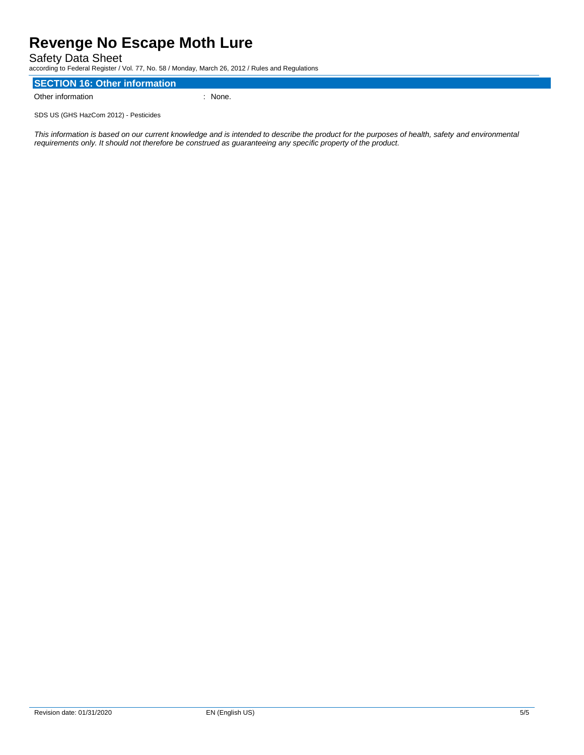## SECTION 16: Other information

Other information : None.

SDS US (GHS HazCom 2012) - Pesticides

*This information is based on our current knowledge and is intended to describe the product for the purposes of health, safety and environmental requirements only. It should not therefore be construed as guaranteeing any specific property of the product.*